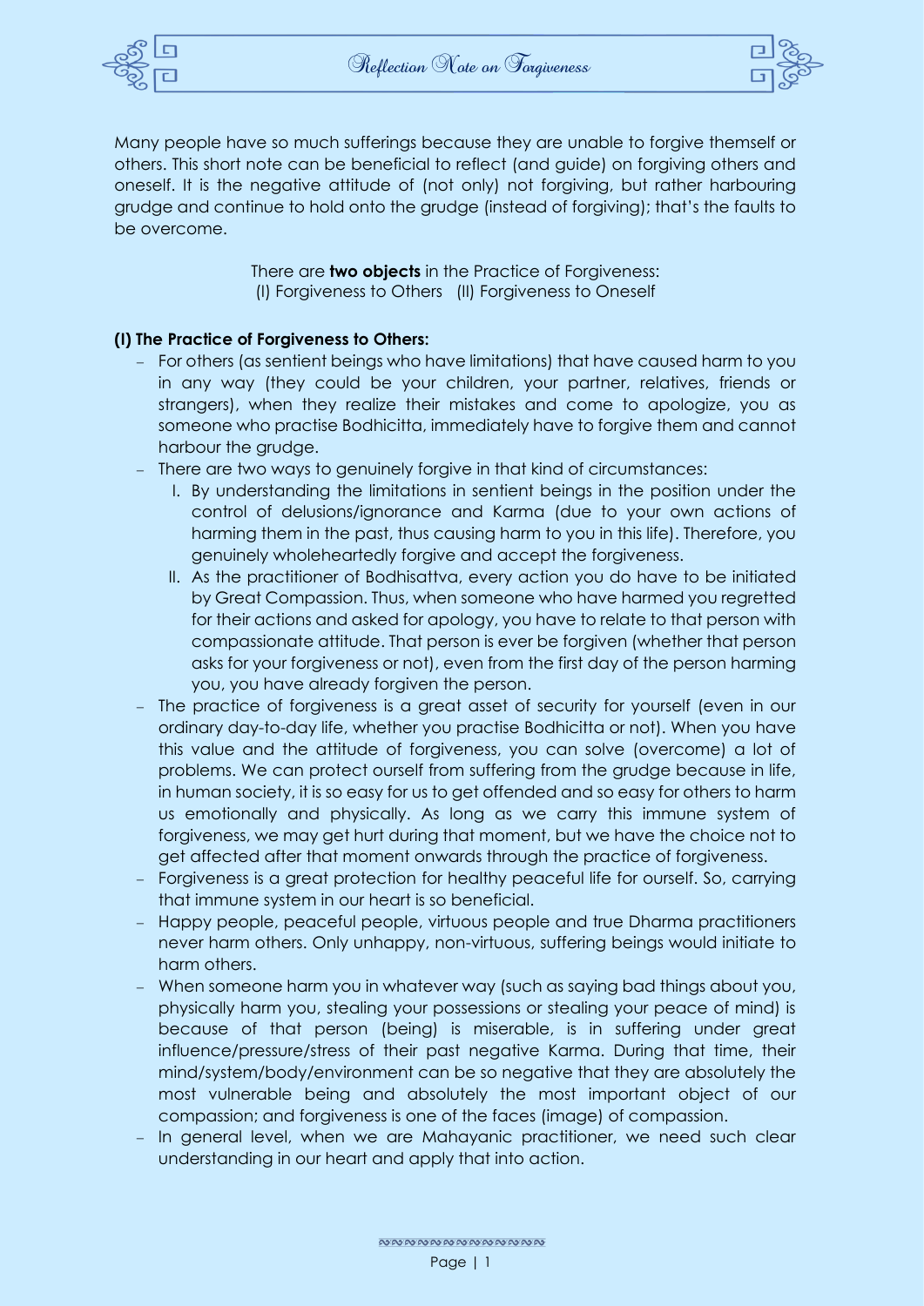# Reflection Note on Forgiveness

Many people have so much sufferings because they are unable to forgive themself or others. This short note can be beneficial to reflect (and guide) on forgiving others and oneself. It is the negative attitude of (not only) not forgiving, but rather harbouring grudge and continue to hold onto the grudge (instead of forgiving); that's the faults to be overcome.

There are **two objects** in the Practice of Forgiveness:
(I) Forgiveness to Others (II) Forgiveness to Oneself

**(I) The Practice of Forgiveness to Others:**

- For others (as sentient beings who have limitations) that have caused harm to you in any way (they could be your children, your partner, relatives, friends or strangers), when they realize their mistakes and come to apologize, you as someone who practise Bodhicitta, immediately have to forgive them and cannot harbour the grudge.
- There are two ways to genuinely forgive in that kind of circumstances:
  - I. By understanding the limitations in sentient beings in the position under the control of delusions/ignorance and Karma (due to your own actions of harming them in the past, thus causing harm to you in this life). Therefore, you genuinely wholeheartedly forgive and accept the forgiveness.
  - II. As the practitioner of Bodhisattva, every action you do have to be initiated by Great Compassion. Thus, when someone who have harmed you regretted for their actions and asked for apology, you have to relate to that person with compassionate attitude. That person is ever be forgiven (whether that person asks for your forgiveness or not), even from the first day of the person harming you, you have already forgiven the person.
- The practice of forgiveness is a great asset of security for yourself (even in our ordinary day-to-day life, whether you practise Bodhicitta or not). When you have this value and the attitude of forgiveness, you can solve (overcome) a lot of problems. We can protect ourself from suffering from the grudge because in life, in human society, it is so easy for us to get offended and so easy for others to harm us emotionally and physically. As long as we carry this immune system of forgiveness, we may get hurt during that moment, but we have the choice not to get affected after that moment onwards through the practice of forgiveness.
- Forgiveness is a great protection for healthy peaceful life for ourself. So, carrying that immune system in our heart is so beneficial.
- Happy people, peaceful people, virtuous people and true Dharma practitioners never harm others. Only unhappy, non-virtuous, suffering beings would initiate to harm others.
- When someone harm you in whatever way (such as saying bad things about you, physically harm you, stealing your possessions or stealing your peace of mind) is because of that person (being) is miserable, is in suffering under great influence/pressure/stress of their past negative Karma. During that time, their mind/system/body/environment can be so negative that they are absolutely the most vulnerable being and absolutely the most important object of our compassion; and forgiveness is one of the faces (image) of compassion.
- In general level, when we are Mahayanic practitioner, we need such clear understanding in our heart and apply that into action.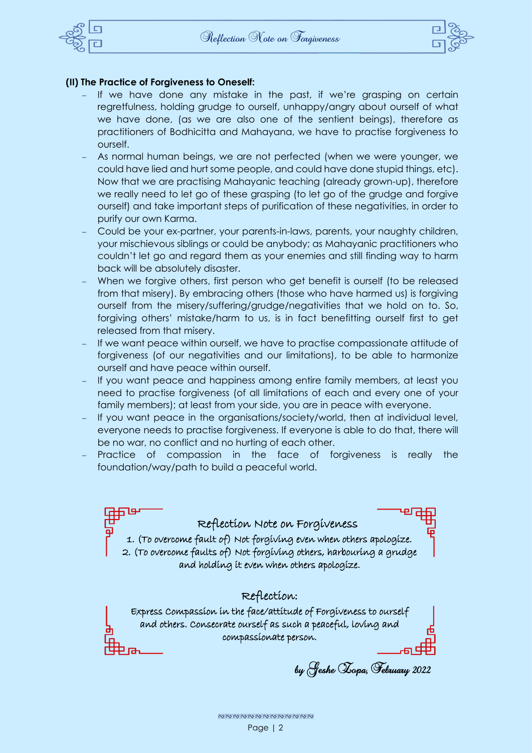**(II) The Practice of Forgiveness to Oneself:**

- If we have done any mistake in the past, if we're grasping on certain regretfulness, holding grudge to ourself, unhappy/angry about ourself of what we have done, (as we are also one of the sentient beings), therefore as practitioners of Bodhicitta and Mahayana, we have to practise forgiveness to ourself.
- As normal human beings, we are not perfected (when we were younger, we could have lied and hurt some people, and could have done stupid things, etc). Now that we are practising Mahayanic teaching (already grown-up), therefore we really need to let go of these grasping (to let go of the grudge and forgive ourself) and take important steps of purification of these negativities, in order to purify our own Karma.
- Could be your ex-partner, your parents-in-laws, parents, your naughty children, your mischievous siblings or could be anybody; as Mahayanic practitioners who couldn't let go and regard them as your enemies and still finding way to harm back will be absolutely disaster.
- When we forgive others, first person who get benefit is ourself (to be released from that misery). By embracing others (those who have harmed us) is forgiving ourself from the misery/suffering/grudge/negativities that we hold on to. So, forgiving others' mistake/harm to us, is in fact benefitting ourself first to get released from that misery.
- If we want peace within ourself, we have to practise compassionate attitude of forgiveness (of our negativities and our limitations), to be able to harmonize ourself and have peace within ourself.
- If you want peace and happiness among entire family members, at least you need to practise forgiveness (of all limitations of each and every one of your family members); at least from your side, you are in peace with everyone.
- If you want peace in the organisations/society/world, then at individual level, everyone needs to practise forgiveness. If everyone is able to do that, there will be no war, no conflict and no hurting of each other.
- Practice of compassion in the face of forgiveness is really the foundation/way/path to build a peaceful world.

### Reflection Note on Forgiveness

1. (To overcome fault of) Not forgiving even when others apologize.
2. (To overcome faults of) Not forgiving others, harbouring a grudge and holding it even when others apologize.

### Reflection:

Express Compassion in the face/attitude of Forgiveness to ourself and others. Consecrate ourself as such a peaceful, loving and compassionate person.

*by Geshe Zopa, February 2022*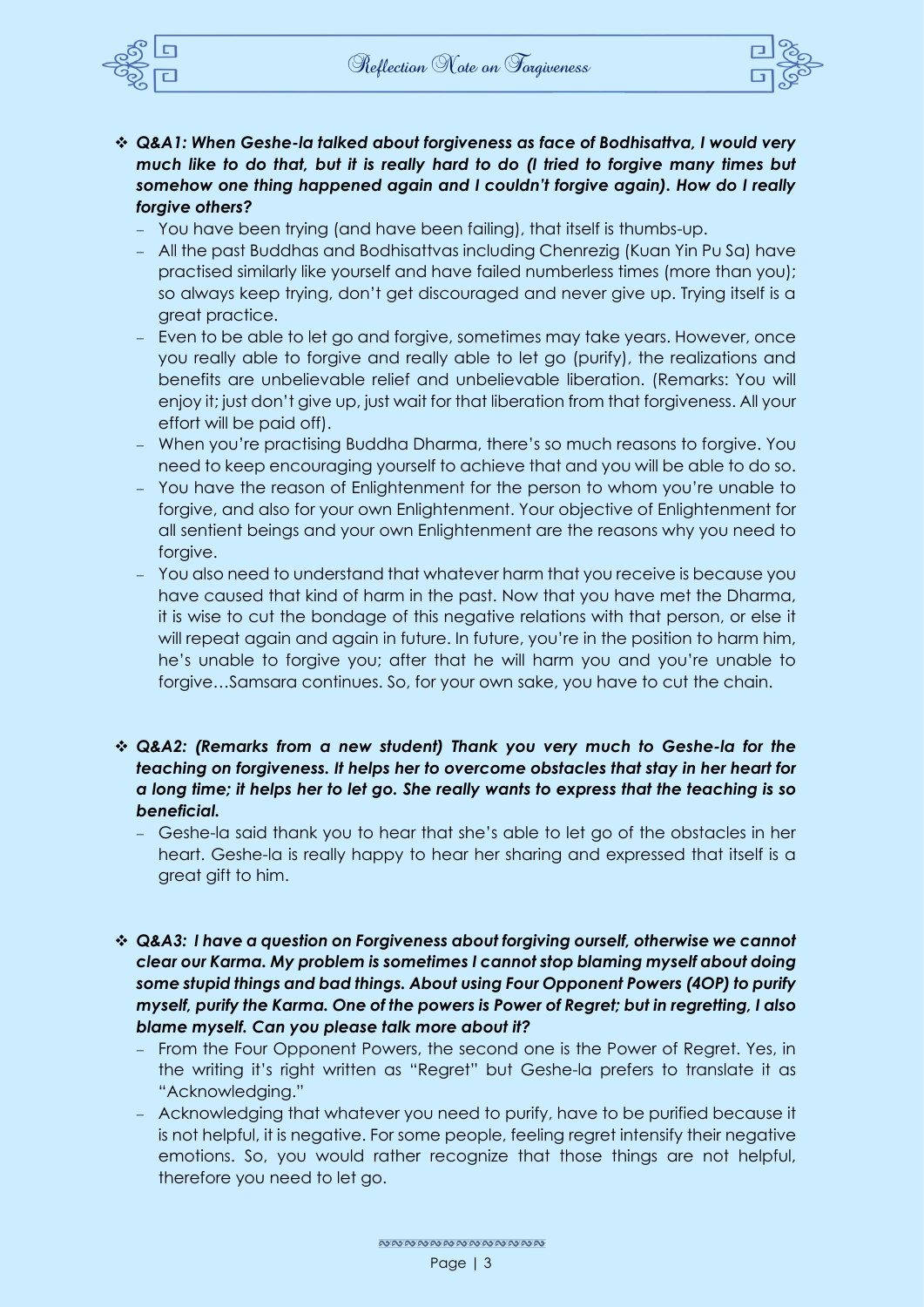- ***Q&A1: When Geshe-la talked about forgiveness as face of Bodhisattva, I would very much like to do that, but it is really hard to do (I tried to forgive many times but somehow one thing happened again and I couldn't forgive again). How do I really forgive others?***
  - You have been trying (and have been failing), that itself is thumbs-up.
  - All the past Buddhas and Bodhisattvas including Chenrezig (Kuan Yin Pu Sa) have practised similarly like yourself and have failed numberless times (more than you); so always keep trying, don't get discouraged and never give up. Trying itself is a great practice.
  - Even to be able to let go and forgive, sometimes may take years. However, once you really able to forgive and really able to let go (purify), the realizations and benefits are unbelievable relief and unbelievable liberation. (Remarks: You will enjoy it; just don't give up, just wait for that liberation from that forgiveness. All your effort will be paid off).
  - When you're practising Buddha Dharma, there's so much reasons to forgive. You need to keep encouraging yourself to achieve that and you will be able to do so.
  - You have the reason of Enlightenment for the person to whom you're unable to forgive, and also for your own Enlightenment. Your objective of Enlightenment for all sentient beings and your own Enlightenment are the reasons why you need to forgive.
  - You also need to understand that whatever harm that you receive is because you have caused that kind of harm in the past. Now that you have met the Dharma, it is wise to cut the bondage of this negative relations with that person, or else it will repeat again and again in future. In future, you're in the position to harm him, he's unable to forgive you; after that he will harm you and you're unable to forgive…Samsara continues. So, for your own sake, you have to cut the chain.

- ***Q&A2: (Remarks from a new student) Thank you very much to Geshe-la for the teaching on forgiveness. It helps her to overcome obstacles that stay in her heart for a long time; it helps her to let go. She really wants to express that the teaching is so beneficial.***
  - Geshe-la said thank you to hear that she's able to let go of the obstacles in her heart. Geshe-la is really happy to hear her sharing and expressed that itself is a great gift to him.

- ***Q&A3: I have a question on Forgiveness about forgiving ourself, otherwise we cannot clear our Karma. My problem is sometimes I cannot stop blaming myself about doing some stupid things and bad things. About using Four Opponent Powers (4OP) to purify myself, purify the Karma. One of the powers is Power of Regret; but in regretting, I also blame myself. Can you please talk more about it?***
  - From the Four Opponent Powers, the second one is the Power of Regret. Yes, in the writing it's right written as "Regret" but Geshe-la prefers to translate it as "Acknowledging."
  - Acknowledging that whatever you need to purify, have to be purified because it is not helpful, it is negative. For some people, feeling regret intensify their negative emotions. So, you would rather recognize that those things are not helpful, therefore you need to let go.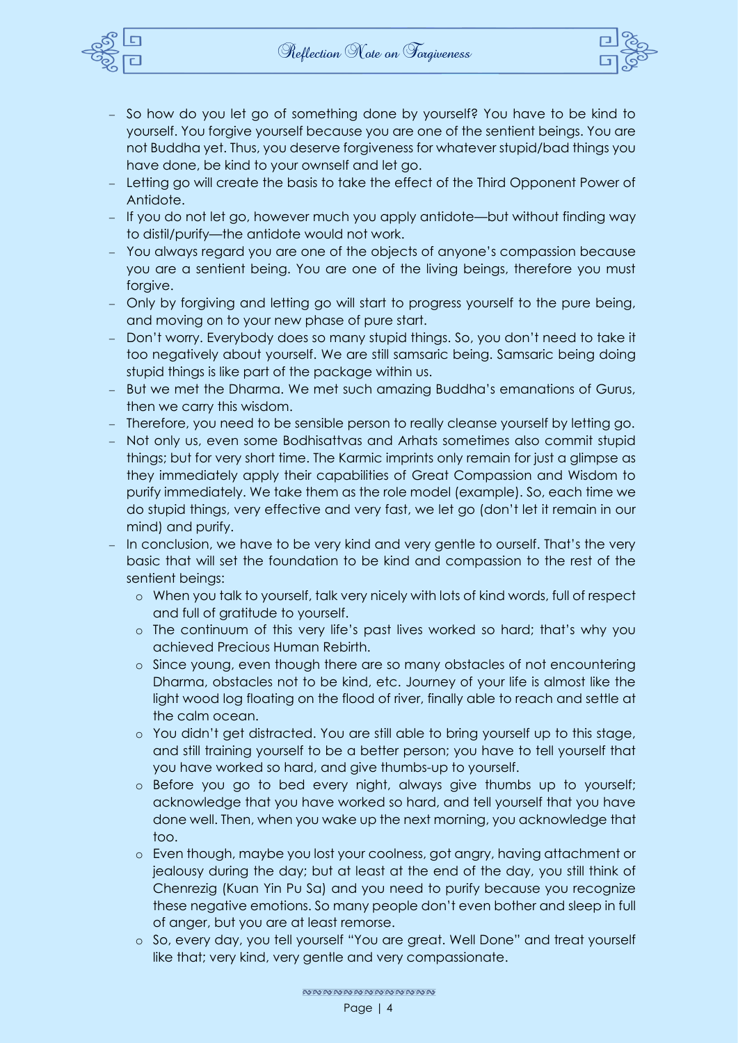- So how do you let go of something done by yourself? You have to be kind to yourself. You forgive yourself because you are one of the sentient beings. You are not Buddha yet. Thus, you deserve forgiveness for whatever stupid/bad things you have done, be kind to your ownself and let go.
- Letting go will create the basis to take the effect of the Third Opponent Power of Antidote.
- If you do not let go, however much you apply antidote—but without finding way to distil/purify—the antidote would not work.
- You always regard you are one of the objects of anyone's compassion because you are a sentient being. You are one of the living beings, therefore you must forgive.
- Only by forgiving and letting go will start to progress yourself to the pure being, and moving on to your new phase of pure start.
- Don't worry. Everybody does so many stupid things. So, you don't need to take it too negatively about yourself. We are still samsaric being. Samsaric being doing stupid things is like part of the package within us.
- But we met the Dharma. We met such amazing Buddha's emanations of Gurus, then we carry this wisdom.
- Therefore, you need to be sensible person to really cleanse yourself by letting go.
- Not only us, even some Bodhisattvas and Arhats sometimes also commit stupid things; but for very short time. The Karmic imprints only remain for just a glimpse as they immediately apply their capabilities of Great Compassion and Wisdom to purify immediately. We take them as the role model (example). So, each time we do stupid things, very effective and very fast, we let go (don't let it remain in our mind) and purify.
- In conclusion, we have to be very kind and very gentle to ourself. That's the very basic that will set the foundation to be kind and compassion to the rest of the sentient beings:
  - When you talk to yourself, talk very nicely with lots of kind words, full of respect and full of gratitude to yourself.
  - The continuum of this very life's past lives worked so hard; that's why you achieved Precious Human Rebirth.
  - Since young, even though there are so many obstacles of not encountering Dharma, obstacles not to be kind, etc. Journey of your life is almost like the light wood log floating on the flood of river, finally able to reach and settle at the calm ocean.
  - You didn't get distracted. You are still able to bring yourself up to this stage, and still training yourself to be a better person; you have to tell yourself that you have worked so hard, and give thumbs-up to yourself.
  - Before you go to bed every night, always give thumbs up to yourself; acknowledge that you have worked so hard, and tell yourself that you have done well. Then, when you wake up the next morning, you acknowledge that too.
  - Even though, maybe you lost your coolness, got angry, having attachment or jealousy during the day; but at least at the end of the day, you still think of Chenrezig (Kuan Yin Pu Sa) and you need to purify because you recognize these negative emotions. So many people don't even bother and sleep in full of anger, but you are at least remorse.
  - So, every day, you tell yourself "You are great. Well Done" and treat yourself like that; very kind, very gentle and very compassionate.